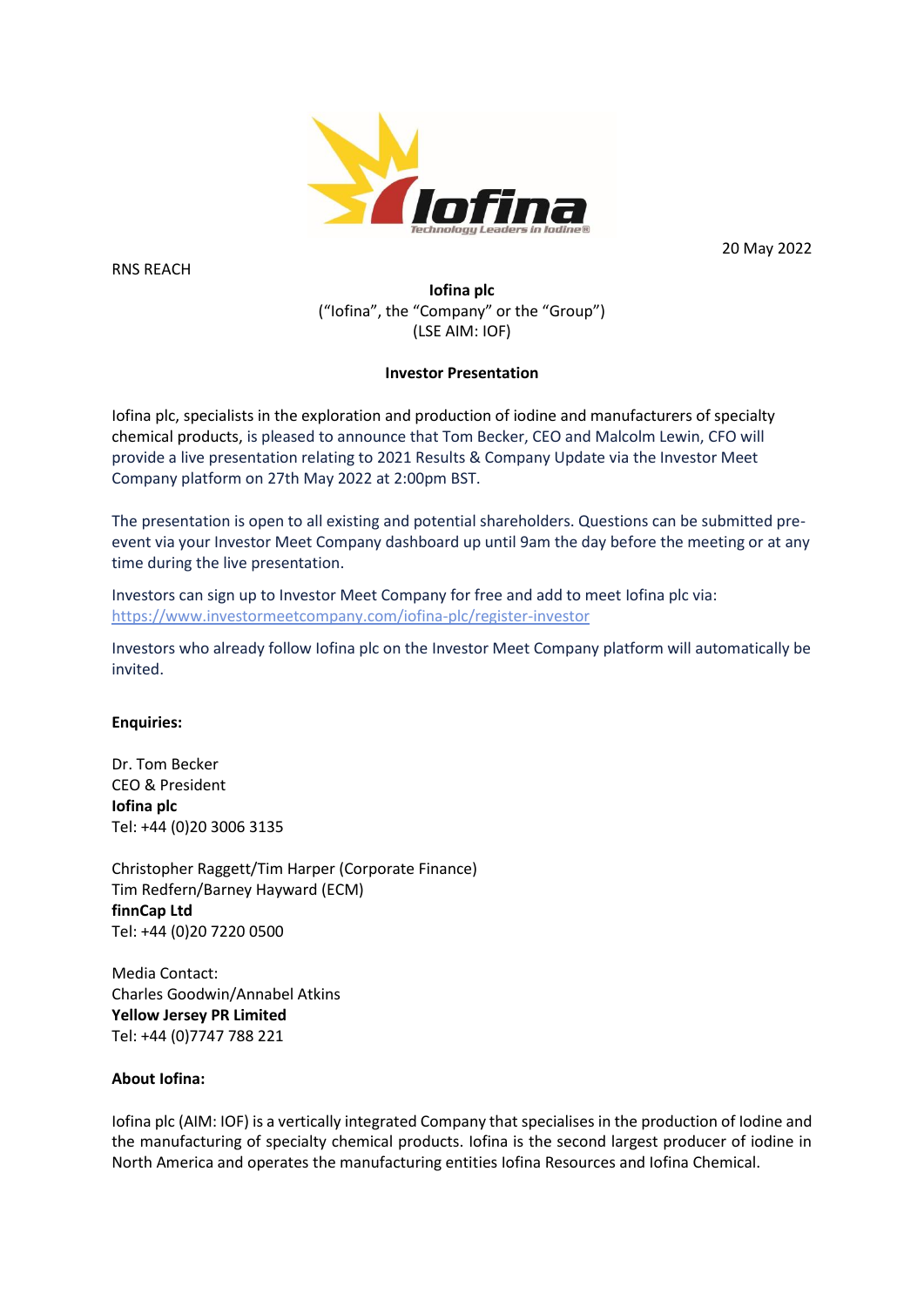20 May 2022

RNS REACH

**Iofina plc**
(“Iofina”, the “Company” or the “Group”)
(LSE AIM: IOF)

**Investor Presentation**

Iofina plc, specialists in the exploration and production of iodine and manufacturers of specialty chemical products, is pleased to announce that Tom Becker, CEO and Malcolm Lewin, CFO will provide a live presentation relating to 2021 Results & Company Update via the Investor Meet Company platform on 27th May 2022 at 2:00pm BST.

The presentation is open to all existing and potential shareholders. Questions can be submitted pre-event via your Investor Meet Company dashboard up until 9am the day before the meeting or at any time during the live presentation.

Investors can sign up to Investor Meet Company for free and add to meet Iofina plc via:
https://www.investormeetcompany.com/iofina-plc/register-investor

Investors who already follow Iofina plc on the Investor Meet Company platform will automatically be invited.

**Enquiries:**

Dr. Tom Becker
CEO & President
**Iofina plc**
Tel: +44 (0)20 3006 3135

Christopher Raggett/Tim Harper (Corporate Finance)
Tim Redfern/Barney Hayward (ECM)
**finnCap Ltd**
Tel: +44 (0)20 7220 0500

Media Contact:
Charles Goodwin/Annabel Atkins
**Yellow Jersey PR Limited**
Tel: +44 (0)7747 788 221

**About Iofina:**

Iofina plc (AIM: IOF) is a vertically integrated Company that specialises in the production of Iodine and the manufacturing of specialty chemical products. Iofina is the second largest producer of iodine in North America and operates the manufacturing entities Iofina Resources and Iofina Chemical.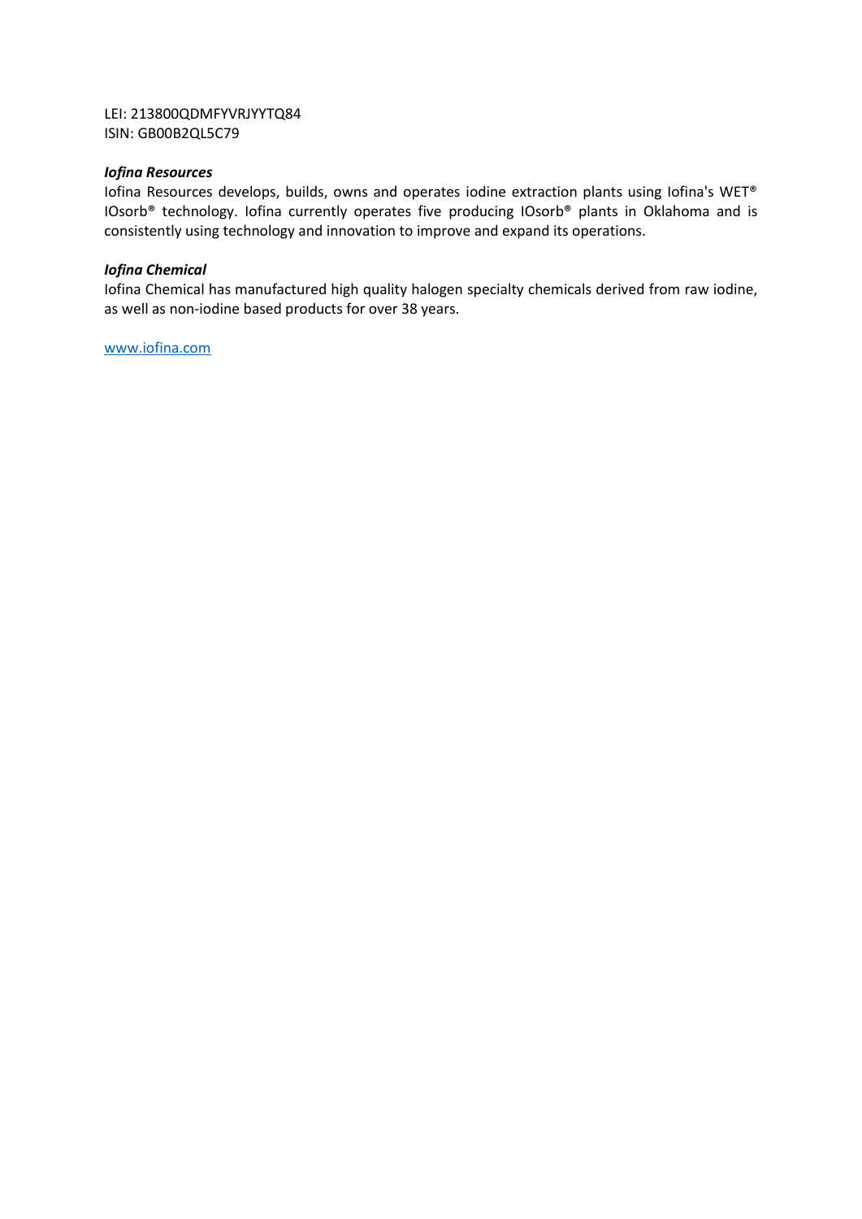LEI: 213800QDMFYVRJYYTQ84
ISIN: GB00B2QL5C79

***Iofina Resources***

Iofina Resources develops, builds, owns and operates iodine extraction plants using Iofina's WET® IOsorb® technology. Iofina currently operates five producing IOsorb® plants in Oklahoma and is consistently using technology and innovation to improve and expand its operations.

***Iofina Chemical***

Iofina Chemical has manufactured high quality halogen specialty chemicals derived from raw iodine, as well as non-iodine based products for over 38 years.

[www.iofina.com](http://www.iofina.com)